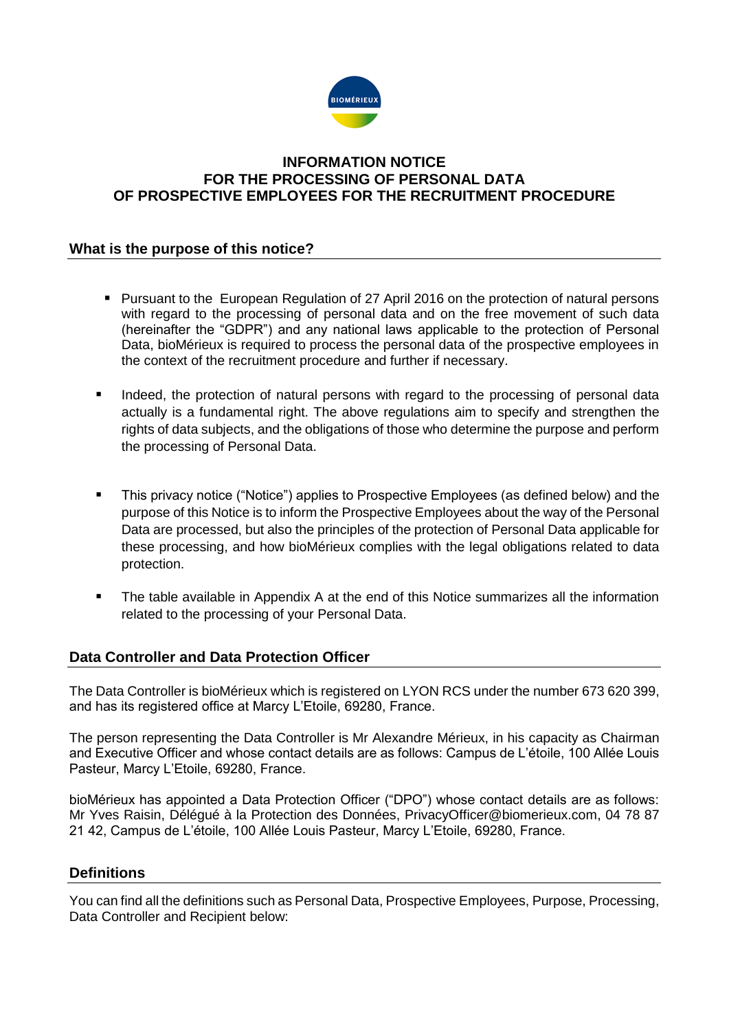# INFORMATION NOTICE FOR THE PROCESSING OF PERSONAL DATA OF PROSPECTIVE EMPLOYEES FOR THE RECRUITMENT PROCEDURE

## What is the purpose of this notice?

- Pursuant to the European Regulation of 27 April 2016 on the protection of natural persons with regard to the processing of personal data and on the free movement of such data (hereinafter the "GDPR") and any national laws applicable to the protection of Personal Data, bioMérieux is required to process the personal data of the prospective employees in the context of the recruitment procedure and further if necessary.

- Indeed, the protection of natural persons with regard to the processing of personal data actually is a fundamental right. The above regulations aim to specify and strengthen the rights of data subjects, and the obligations of those who determine the purpose and perform the processing of Personal Data.

- This privacy notice ("Notice") applies to Prospective Employees (as defined below) and the purpose of this Notice is to inform the Prospective Employees about the way of the Personal Data are processed, but also the principles of the protection of Personal Data applicable for these processing, and how bioMérieux complies with the legal obligations related to data protection.

- The table available in Appendix A at the end of this Notice summarizes all the information related to the processing of your Personal Data.

## Data Controller and Data Protection Officer

The Data Controller is bioMérieux which is registered on LYON RCS under the number 673 620 399, and has its registered office at Marcy L'Etoile, 69280, France.

The person representing the Data Controller is Mr Alexandre Mérieux, in his capacity as Chairman and Executive Officer and whose contact details are as follows: Campus de L'étoile, 100 Allée Louis Pasteur, Marcy L'Etoile, 69280, France.

bioMérieux has appointed a Data Protection Officer ("DPO") whose contact details are as follows: Mr Yves Raisin, Délégué à la Protection des Données, PrivacyOfficer@biomerieux.com, 04 78 87 21 42, Campus de L'étoile, 100 Allée Louis Pasteur, Marcy L'Etoile, 69280, France.

## Definitions

You can find all the definitions such as Personal Data, Prospective Employees, Purpose, Processing, Data Controller and Recipient below: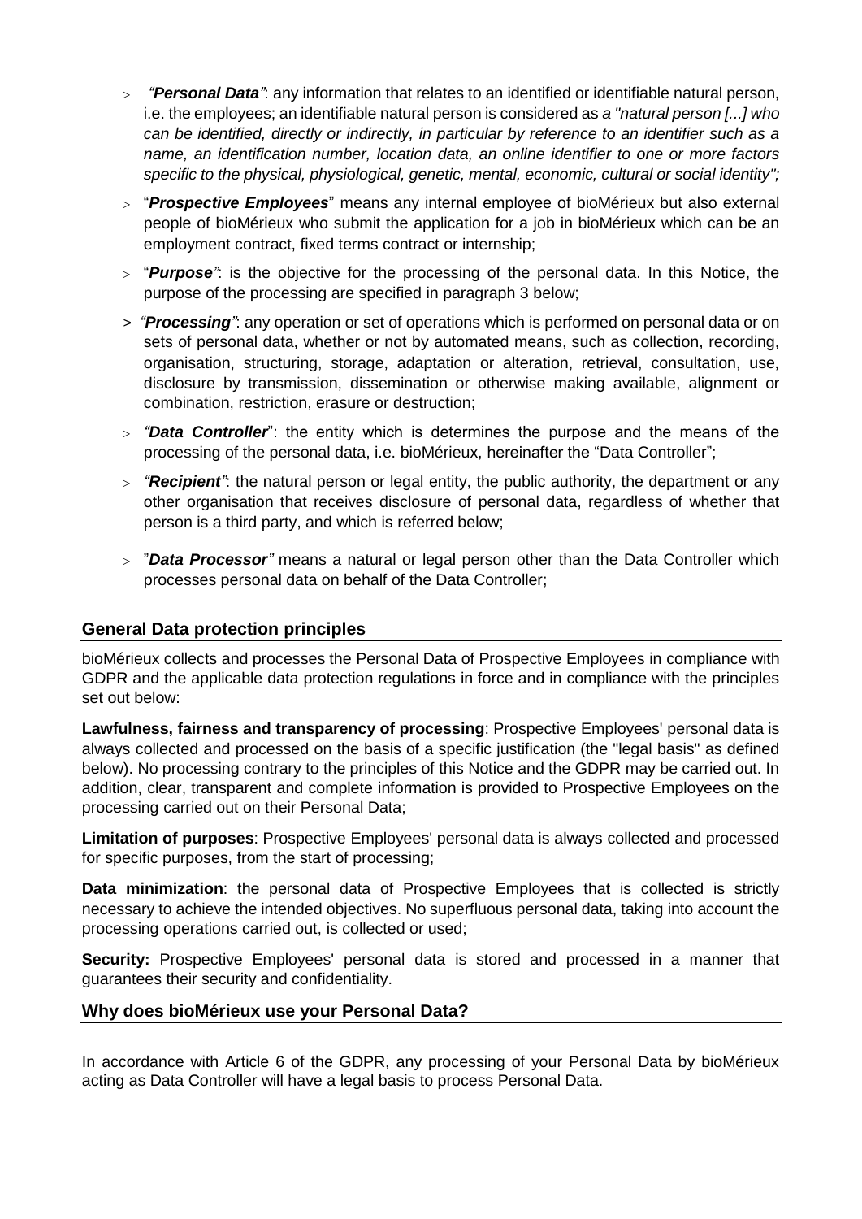- *"**Personal Data**"*: any information that relates to an identified or identifiable natural person, i.e. the employees; an identifiable natural person is considered as *a "natural person [...] who can be identified, directly or indirectly, in particular by reference to an identifier such as a name, an identification number, location data, an online identifier to one or more factors specific to the physical, physiological, genetic, mental, economic, cultural or social identity";*
- "***Prospective Employees***" means any internal employee of bioMérieux but also external people of bioMérieux who submit the application for a job in bioMérieux which can be an employment contract, fixed terms contract or internship;
- "***Purpose***": is the objective for the processing of the personal data. In this Notice, the purpose of the processing are specified in paragraph 3 below;
- *"**Processing**"*: any operation or set of operations which is performed on personal data or on sets of personal data, whether or not by automated means, such as collection, recording, organisation, structuring, storage, adaptation or alteration, retrieval, consultation, use, disclosure by transmission, dissemination or otherwise making available, alignment or combination, restriction, erasure or destruction;
- *"**Data Controller**"*: the entity which is determines the purpose and the means of the processing of the personal data, i.e. bioMérieux, hereinafter the "Data Controller";
- *"**Recipient**"*: the natural person or legal entity, the public authority, the department or any other organisation that receives disclosure of personal data, regardless of whether that person is a third party, and which is referred below;
- "***Data Processor***" means a natural or legal person other than the Data Controller which processes personal data on behalf of the Data Controller;

## General Data protection principles

bioMérieux collects and processes the Personal Data of Prospective Employees in compliance with GDPR and the applicable data protection regulations in force and in compliance with the principles set out below:

**Lawfulness, fairness and transparency of processing**: Prospective Employees' personal data is always collected and processed on the basis of a specific justification (the "legal basis" as defined below). No processing contrary to the principles of this Notice and the GDPR may be carried out. In addition, clear, transparent and complete information is provided to Prospective Employees on the processing carried out on their Personal Data;

**Limitation of purposes**: Prospective Employees' personal data is always collected and processed for specific purposes, from the start of processing;

**Data minimization**: the personal data of Prospective Employees that is collected is strictly necessary to achieve the intended objectives. No superfluous personal data, taking into account the processing operations carried out, is collected or used;

**Security:** Prospective Employees' personal data is stored and processed in a manner that guarantees their security and confidentiality.

## Why does bioMérieux use your Personal Data?

In accordance with Article 6 of the GDPR, any processing of your Personal Data by bioMérieux acting as Data Controller will have a legal basis to process Personal Data.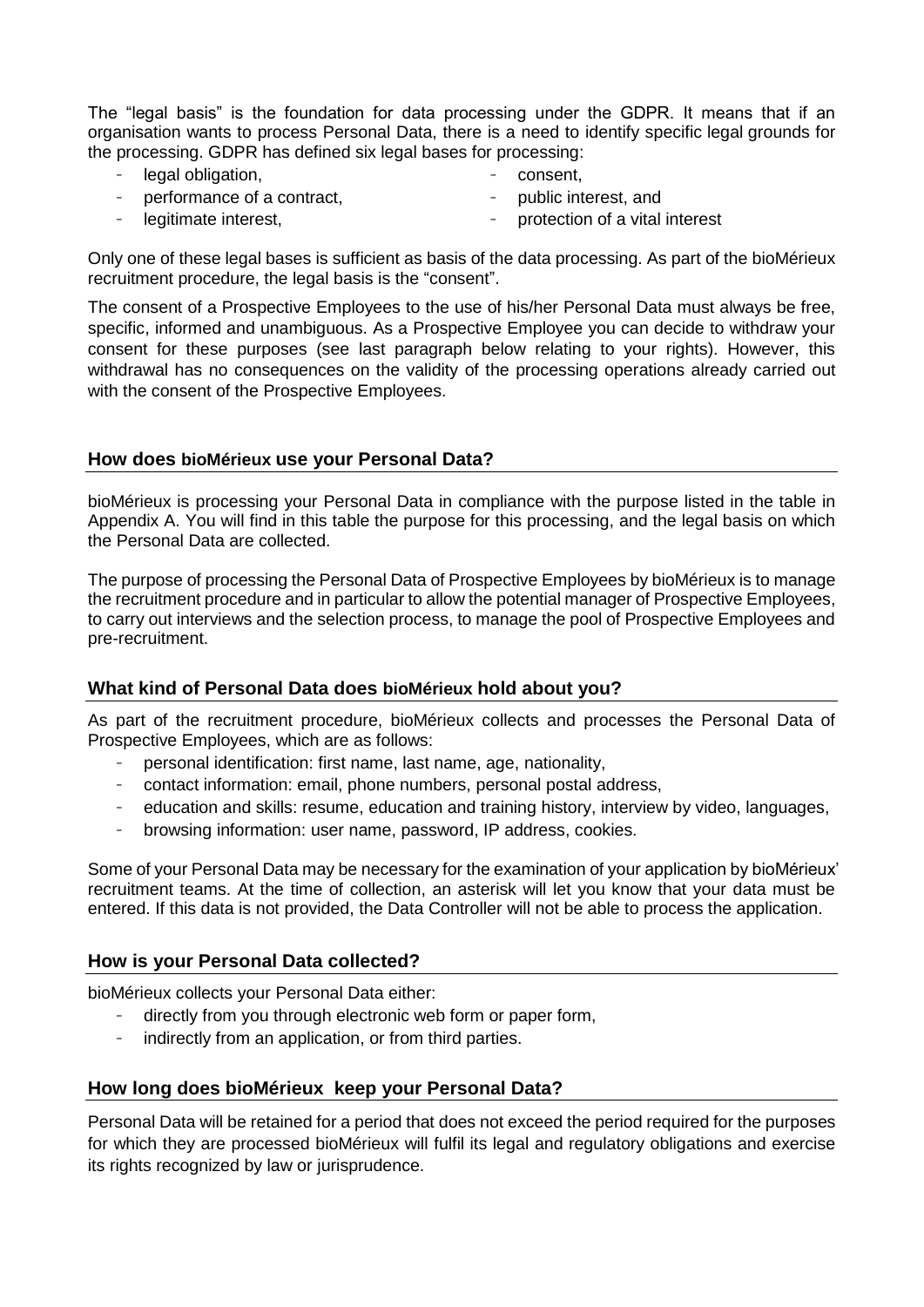The "legal basis" is the foundation for data processing under the GDPR. It means that if an organisation wants to process Personal Data, there is a need to identify specific legal grounds for the processing. GDPR has defined six legal bases for processing:

- legal obligation,
- performance of a contract,
- legitimate interest,
- consent,
- public interest, and
- protection of a vital interest

Only one of these legal bases is sufficient as basis of the data processing. As part of the bioMérieux recruitment procedure, the legal basis is the "consent".

The consent of a Prospective Employees to the use of his/her Personal Data must always be free, specific, informed and unambiguous. As a Prospective Employee you can decide to withdraw your consent for these purposes (see last paragraph below relating to your rights). However, this withdrawal has no consequences on the validity of the processing operations already carried out with the consent of the Prospective Employees.

## How does bioMérieux use your Personal Data?

bioMérieux is processing your Personal Data in compliance with the purpose listed in the table in Appendix A. You will find in this table the purpose for this processing, and the legal basis on which the Personal Data are collected.

The purpose of processing the Personal Data of Prospective Employees by bioMérieux is to manage the recruitment procedure and in particular to allow the potential manager of Prospective Employees, to carry out interviews and the selection process, to manage the pool of Prospective Employees and pre-recruitment.

## What kind of Personal Data does bioMérieux hold about you?

As part of the recruitment procedure, bioMérieux collects and processes the Personal Data of Prospective Employees, which are as follows:

- personal identification: first name, last name, age, nationality,
- contact information: email, phone numbers, personal postal address,
- education and skills: resume, education and training history, interview by video, languages,
- browsing information: user name, password, IP address, cookies.

Some of your Personal Data may be necessary for the examination of your application by bioMérieux' recruitment teams. At the time of collection, an asterisk will let you know that your data must be entered. If this data is not provided, the Data Controller will not be able to process the application.

## How is your Personal Data collected?

bioMérieux collects your Personal Data either:

- directly from you through electronic web form or paper form,
- indirectly from an application, or from third parties.

## How long does bioMérieux keep your Personal Data?

Personal Data will be retained for a period that does not exceed the period required for the purposes for which they are processed bioMérieux will fulfil its legal and regulatory obligations and exercise its rights recognized by law or jurisprudence.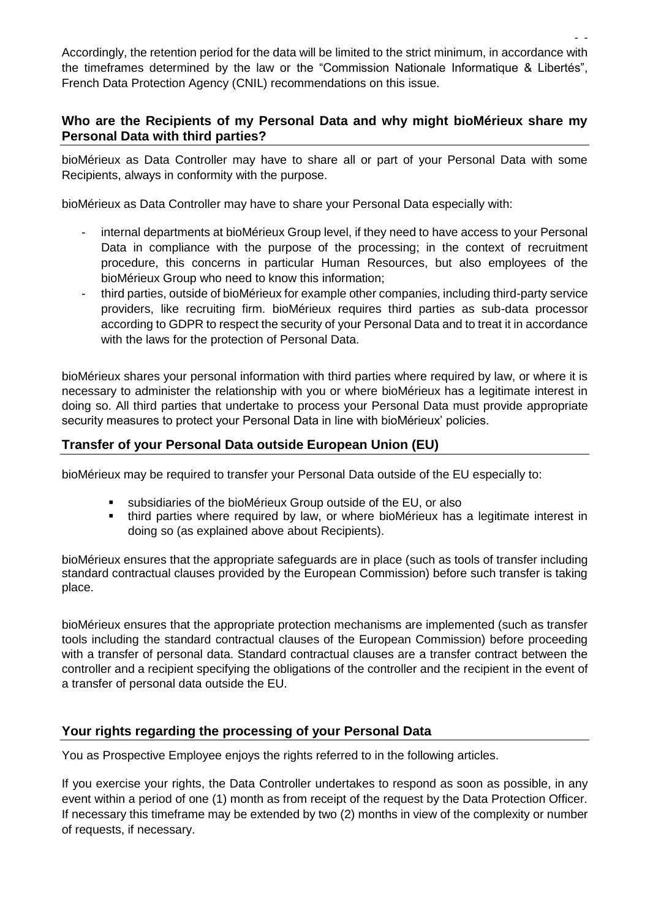Accordingly, the retention period for the data will be limited to the strict minimum, in accordance with the timeframes determined by the law or the “Commission Nationale Informatique & Libertés”, French Data Protection Agency (CNIL) recommendations on this issue.

## Who are the Recipients of my Personal Data and why might bioMérieux share my Personal Data with third parties?

bioMérieux as Data Controller may have to share all or part of your Personal Data with some Recipients, always in conformity with the purpose.

bioMérieux as Data Controller may have to share your Personal Data especially with:

- internal departments at bioMérieux Group level, if they need to have access to your Personal Data in compliance with the purpose of the processing; in the context of recruitment procedure, this concerns in particular Human Resources, but also employees of the bioMérieux Group who need to know this information;
- third parties, outside of bioMérieux for example other companies, including third-party service providers, like recruiting firm. bioMérieux requires third parties as sub-data processor according to GDPR to respect the security of your Personal Data and to treat it in accordance with the laws for the protection of Personal Data.

bioMérieux shares your personal information with third parties where required by law, or where it is necessary to administer the relationship with you or where bioMérieux has a legitimate interest in doing so. All third parties that undertake to process your Personal Data must provide appropriate security measures to protect your Personal Data in line with bioMérieux’ policies.

## Transfer of your Personal Data outside European Union (EU)

bioMérieux may be required to transfer your Personal Data outside of the EU especially to:

- subsidiaries of the bioMérieux Group outside of the EU, or also
- third parties where required by law, or where bioMérieux has a legitimate interest in doing so (as explained above about Recipients).

bioMérieux ensures that the appropriate safeguards are in place (such as tools of transfer including standard contractual clauses provided by the European Commission) before such transfer is taking place.

bioMérieux ensures that the appropriate protection mechanisms are implemented (such as transfer tools including the standard contractual clauses of the European Commission) before proceeding with a transfer of personal data. Standard contractual clauses are a transfer contract between the controller and a recipient specifying the obligations of the controller and the recipient in the event of a transfer of personal data outside the EU.

## Your rights regarding the processing of your Personal Data

You as Prospective Employee enjoys the rights referred to in the following articles.

If you exercise your rights, the Data Controller undertakes to respond as soon as possible, in any event within a period of one (1) month as from receipt of the request by the Data Protection Officer. If necessary this timeframe may be extended by two (2) months in view of the complexity or number of requests, if necessary.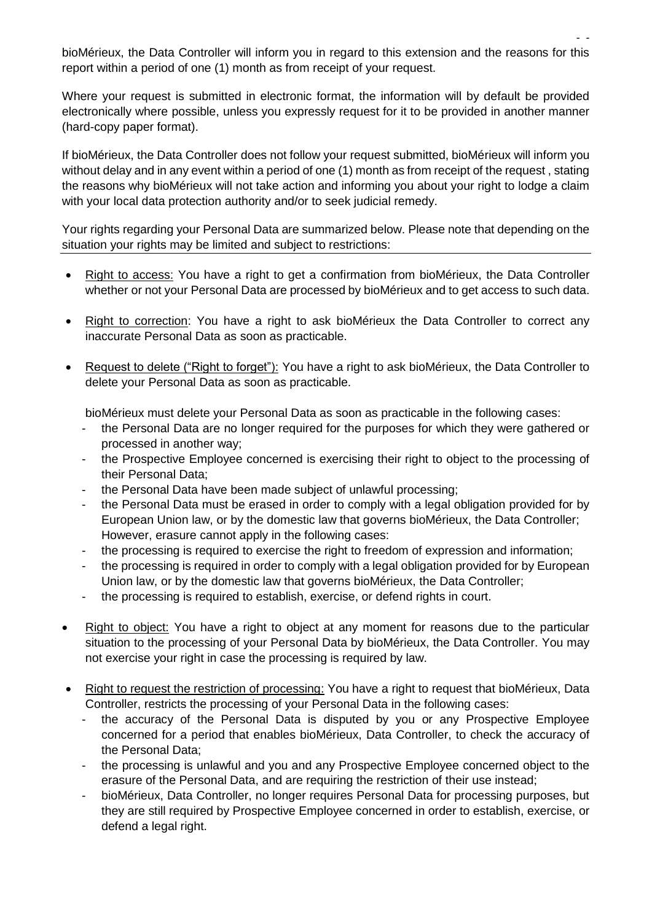bioMérieux, the Data Controller will inform you in regard to this extension and the reasons for this report within a period of one (1) month as from receipt of your request.

Where your request is submitted in electronic format, the information will by default be provided electronically where possible, unless you expressly request for it to be provided in another manner (hard-copy paper format).

If bioMérieux, the Data Controller does not follow your request submitted, bioMérieux will inform you without delay and in any event within a period of one (1) month as from receipt of the request , stating the reasons why bioMérieux will not take action and informing you about your right to lodge a claim with your local data protection authority and/or to seek judicial remedy.

Your rights regarding your Personal Data are summarized below. Please note that depending on the situation your rights may be limited and subject to restrictions:

- Right to access: You have a right to get a confirmation from bioMérieux, the Data Controller whether or not your Personal Data are processed by bioMérieux and to get access to such data.
- Right to correction: You have a right to ask bioMérieux the Data Controller to correct any inaccurate Personal Data as soon as practicable.
- Request to delete ("Right to forget"): You have a right to ask bioMérieux, the Data Controller to delete your Personal Data as soon as practicable.

  bioMérieux must delete your Personal Data as soon as practicable in the following cases:
  - the Personal Data are no longer required for the purposes for which they were gathered or processed in another way;
  - the Prospective Employee concerned is exercising their right to object to the processing of their Personal Data;
  - the Personal Data have been made subject of unlawful processing;
  - the Personal Data must be erased in order to comply with a legal obligation provided for by European Union law, or by the domestic law that governs bioMérieux, the Data Controller; However, erasure cannot apply in the following cases:
  - the processing is required to exercise the right to freedom of expression and information;
  - the processing is required in order to comply with a legal obligation provided for by European Union law, or by the domestic law that governs bioMérieux, the Data Controller;
  - the processing is required to establish, exercise, or defend rights in court.
- Right to object: You have a right to object at any moment for reasons due to the particular situation to the processing of your Personal Data by bioMérieux, the Data Controller. You may not exercise your right in case the processing is required by law.
- Right to request the restriction of processing: You have a right to request that bioMérieux, Data Controller, restricts the processing of your Personal Data in the following cases:
  - the accuracy of the Personal Data is disputed by you or any Prospective Employee concerned for a period that enables bioMérieux, Data Controller, to check the accuracy of the Personal Data;
  - the processing is unlawful and you and any Prospective Employee concerned object to the erasure of the Personal Data, and are requiring the restriction of their use instead;
  - bioMérieux, Data Controller, no longer requires Personal Data for processing purposes, but they are still required by Prospective Employee concerned in order to establish, exercise, or defend a legal right.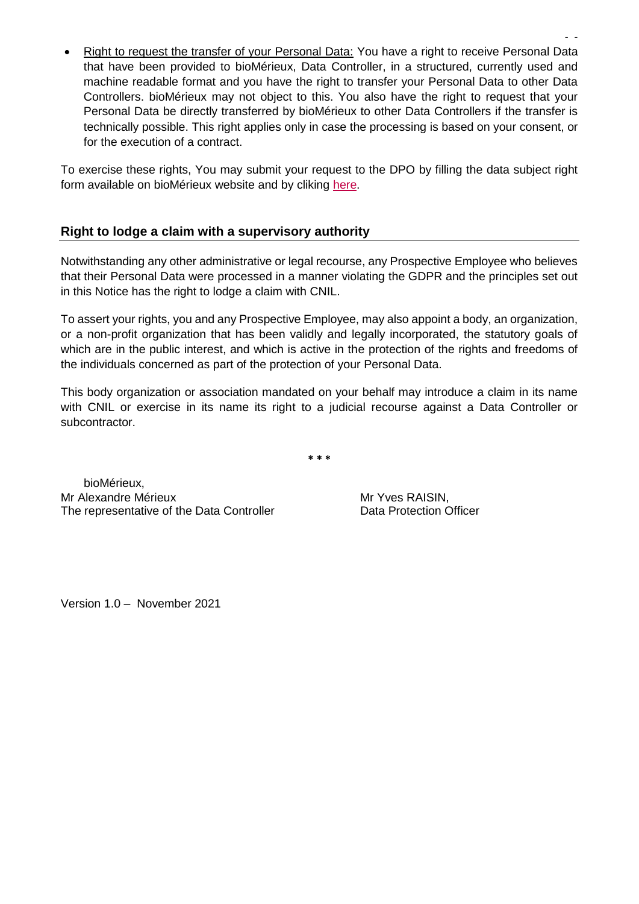- <u>Right to request the transfer of your Personal Data:</u> You have a right to receive Personal Data that have been provided to bioMérieux, Data Controller, in a structured, currently used and machine readable format and you have the right to transfer your Personal Data to other Data Controllers. bioMérieux may not object to this. You also have the right to request that your Personal Data be directly transferred by bioMérieux to other Data Controllers if the transfer is technically possible. This right applies only in case the processing is based on your consent, or for the execution of a contract.

To exercise these rights, You may submit your request to the DPO by filling the data subject right form available on bioMérieux website and by cliking here.

## Right to lodge a claim with a supervisory authority

Notwithstanding any other administrative or legal recourse, any Prospective Employee who believes that their Personal Data were processed in a manner violating the GDPR and the principles set out in this Notice has the right to lodge a claim with CNIL.

To assert your rights, you and any Prospective Employee, may also appoint a body, an organization, or a non-profit organization that has been validly and legally incorporated, the statutory goals of which are in the public interest, and which is active in the protection of the rights and freedoms of the individuals concerned as part of the protection of your Personal Data.

This body organization or association mandated on your behalf may introduce a claim in its name with CNIL or exercise in its name its right to a judicial recourse against a Data Controller or subcontractor.

\* \* \*

bioMérieux,
Mr Alexandre Mérieux
The representative of the Data Controller

Mr Yves RAISIN,
Data Protection Officer

Version 1.0 – November 2021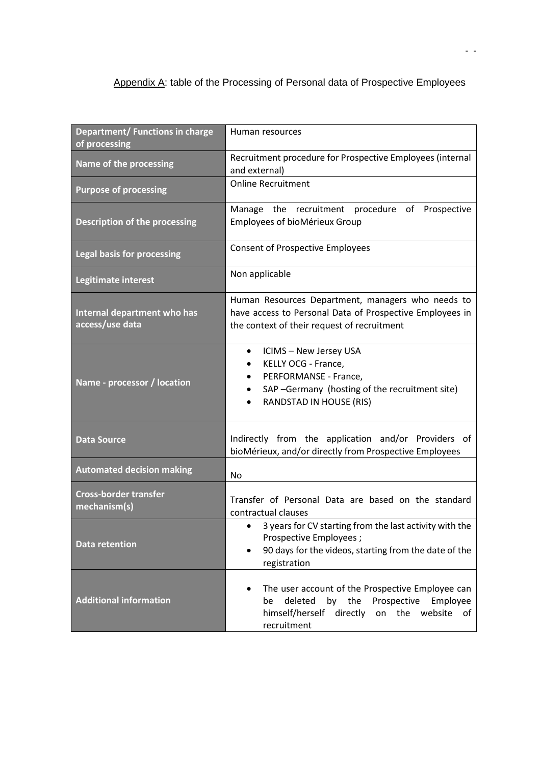<u>Appendix A</u>: table of the Processing of Personal data of Prospective Employees

| | |
|---|---|
| **Department/ Functions in charge of processing** | Human resources |
| **Name of the processing** | Recruitment procedure for Prospective Employees (internal and external) |
| **Purpose of processing** | Online Recruitment |
| **Description of the processing** | Manage the recruitment procedure of Prospective Employees of bioMérieux Group |
| **Legal basis for processing** | Consent of Prospective Employees |
| **Legitimate interest** | Non applicable |
| **Internal department who has access/use data** | Human Resources Department, managers who needs to have access to Personal Data of Prospective Employees in the context of their request of recruitment |
| **Name - processor / location** | • ICIMS – New Jersey USA<br>• KELLY OCG - France,<br>• PERFORMANSE - France,<br>• SAP –Germany (hosting of the recruitment site)<br>• RANDSTAD IN HOUSE (RIS) |
| **Data Source** | Indirectly from the application and/or Providers of bioMérieux, and/or directly from Prospective Employees |
| **Automated decision making** | No |
| **Cross-border transfer mechanism(s)** | Transfer of Personal Data are based on the standard contractual clauses |
| **Data retention** | • 3 years for CV starting from the last activity with the Prospective Employees ;<br>• 90 days for the videos, starting from the date of the registration |
| **Additional information** | • The user account of the Prospective Employee can be deleted by the Prospective Employee himself/herself directly on the website of recruitment |